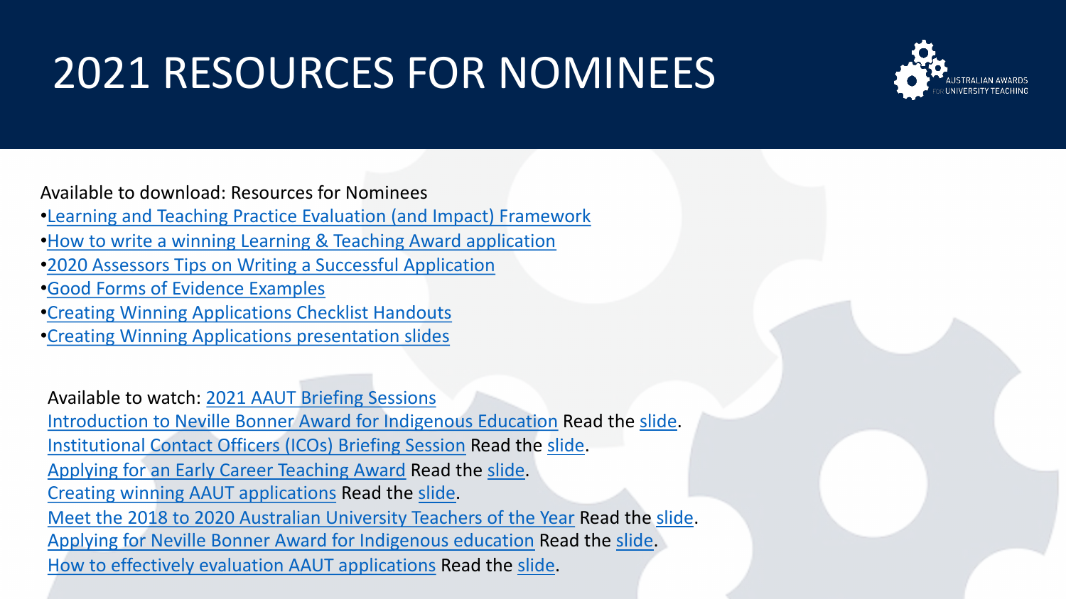# 2021 RESOURCES FOR NOMINEES

Available to download: Resources for Nominees

- Learning and Teaching Practice Evaluation (and Impact) Framework
- How to write a winning Learning & Teaching Award application
- 2020 Assessors Tips on Writing a Successful Application
- Good Forms of Evidence Examples
- Creating Winning Applications Checklist Handouts
- Creating Winning Applications presentation slides

Available to watch: 2021 AAUT Briefing Sessions

Introduction to Neville Bonner Award for Indigenous Education Read the slide.

Institutional Contact Officers (ICOs) Briefing Session Read the slide.

Applying for an Early Career Teaching Award Read the slide.

Creating winning AAUT applications Read the slide.

Meet the 2018 to 2020 Australian University Teachers of the Year Read the slide.

Applying for Neville Bonner Award for Indigenous education Read the slide.

How to effectively evaluation AAUT applications Read the slide.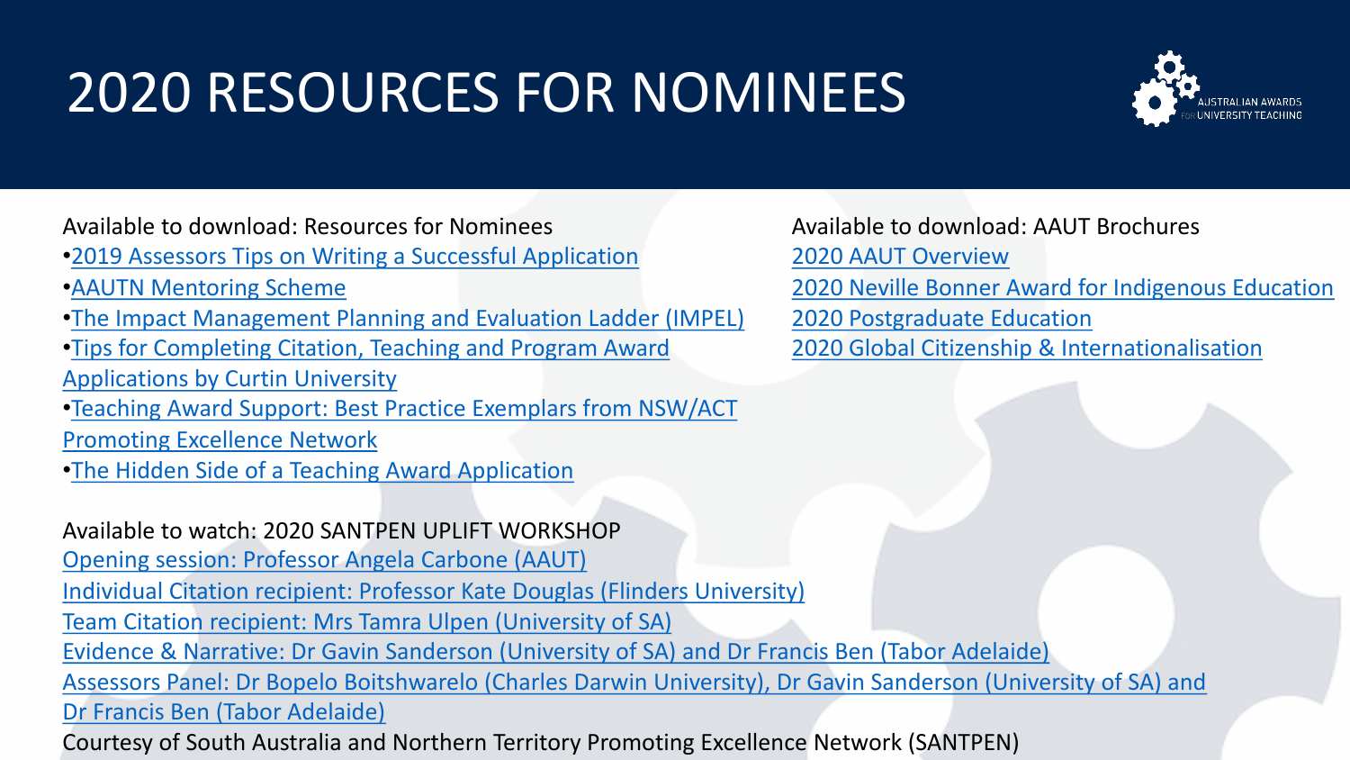# 2020 RESOURCES FOR NOMINEES

Available to download: Resources for Nominees

- 2019 Assessors Tips on Writing a Successful Application
- AAUTN Mentoring Scheme
- The Impact Management Planning and Evaluation Ladder (IMPEL)
- Tips for Completing Citation, Teaching and Program Award Applications by Curtin University
- Teaching Award Support: Best Practice Exemplars from NSW/ACT Promoting Excellence Network
- The Hidden Side of a Teaching Award Application

Available to download: AAUT Brochures

2020 AAUT Overview
2020 Neville Bonner Award for Indigenous Education
2020 Postgraduate Education
2020 Global Citizenship & Internationalisation

Available to watch: 2020 SANTPEN UPLIFT WORKSHOP

Opening session: Professor Angela Carbone (AAUT)
Individual Citation recipient: Professor Kate Douglas (Flinders University)
Team Citation recipient: Mrs Tamra Ulpen (University of SA)
Evidence & Narrative: Dr Gavin Sanderson (University of SA) and Dr Francis Ben (Tabor Adelaide)
Assessors Panel: Dr Bopelo Boitshwarelo (Charles Darwin University), Dr Gavin Sanderson (University of SA) and Dr Francis Ben (Tabor Adelaide)

Courtesy of South Australia and Northern Territory Promoting Excellence Network (SANTPEN)